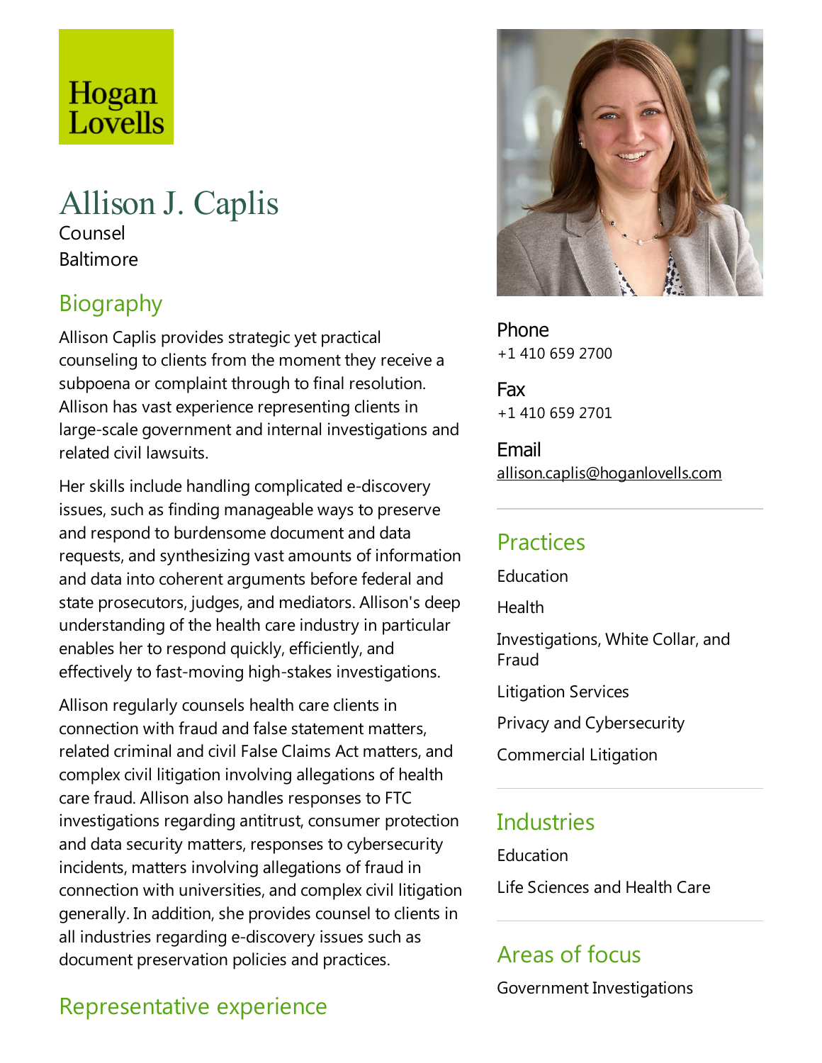Hogan Lovells

# Allison J. Caplis

Counsel

Baltimore

## Biography

Allison Caplis provides strategic yet practical counseling to clients from the moment they receive a subpoena or complaint through to final resolution. Allison has vast experience representing clients in large-scale government and internal investigations and related civil lawsuits.

Her skills include handling complicated e-discovery issues, such as finding manageable ways to preserve and respond to burdensome document and data requests, and synthesizing vast amounts of information and data into coherent arguments before federal and state prosecutors, judges, and mediators. Allison's deep understanding of the health care industry in particular enables her to respond quickly, efficiently, and effectively to fast-moving high-stakes investigations.

Allison regularly counsels health care clients in connection with fraud and false statement matters, related criminal and civil False Claims Act matters, and complex civil litigation involving allegations of health care fraud. Allison also handles responses to FTC investigations regarding antitrust, consumer protection and data security matters, responses to cybersecurity incidents, matters involving allegations of fraud in connection with universities, and complex civil litigation generally. In addition, she provides counsel to clients in all industries regarding e-discovery issues such as document preservation policies and practices.

## Representative experience

Phone
+1 410 659 2700

Fax
+1 410 659 2701

Email
allison.caplis@hoganlovells.com

## Practices

Education

Health

Investigations, White Collar, and Fraud

Litigation Services

Privacy and Cybersecurity

Commercial Litigation

## Industries

Education

Life Sciences and Health Care

## Areas of focus

Government Investigations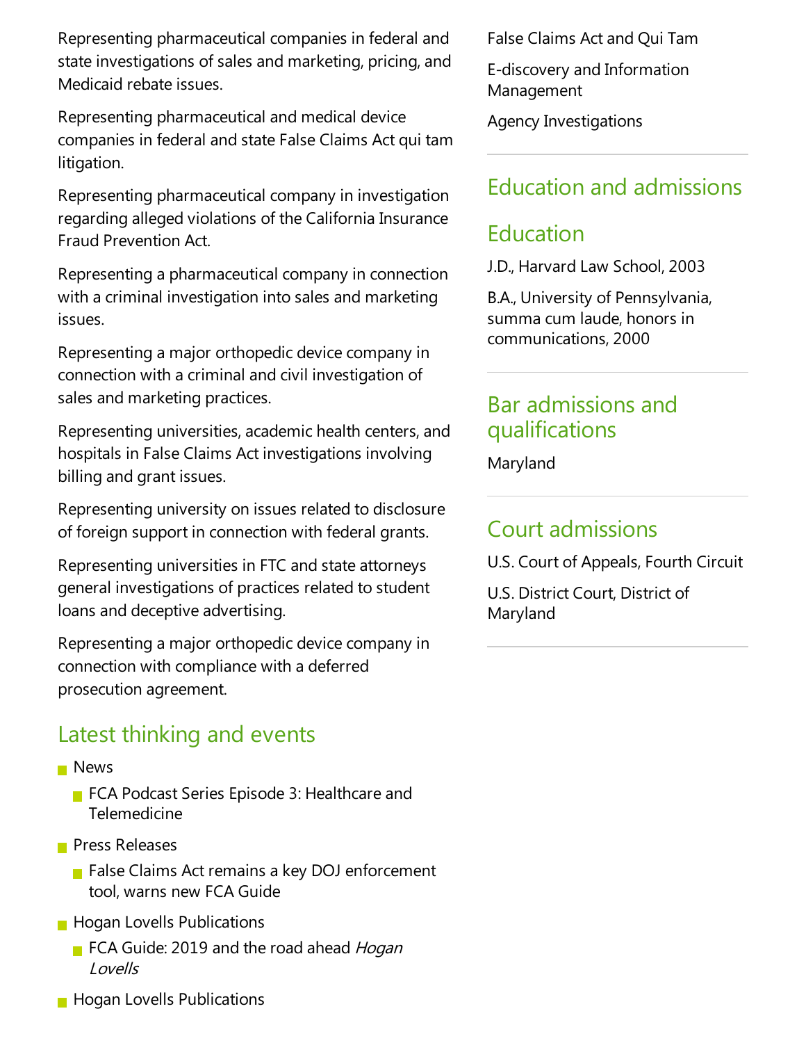Representing pharmaceutical companies in federal and state investigations of sales and marketing, pricing, and Medicaid rebate issues.

Representing pharmaceutical and medical device companies in federal and state False Claims Act qui tam litigation.

Representing pharmaceutical company in investigation regarding alleged violations of the California Insurance Fraud Prevention Act.

Representing a pharmaceutical company in connection with a criminal investigation into sales and marketing issues.

Representing a major orthopedic device company in connection with a criminal and civil investigation of sales and marketing practices.

Representing universities, academic health centers, and hospitals in False Claims Act investigations involving billing and grant issues.

Representing university on issues related to disclosure of foreign support in connection with federal grants.

Representing universities in FTC and state attorneys general investigations of practices related to student loans and deceptive advertising.

Representing a major orthopedic device company in connection with compliance with a deferred prosecution agreement.

## Latest thinking and events

- News
  - FCA Podcast Series Episode 3: Healthcare and Telemedicine
- Press Releases
  - False Claims Act remains a key DOJ enforcement tool, warns new FCA Guide
- Hogan Lovells Publications
  - FCA Guide: 2019 and the road ahead *Hogan Lovells*
- Hogan Lovells Publications

False Claims Act and Qui Tam

E-discovery and Information Management

Agency Investigations

## Education and admissions

### Education

J.D., Harvard Law School, 2003

B.A., University of Pennsylvania, summa cum laude, honors in communications, 2000

### Bar admissions and qualifications

Maryland

### Court admissions

U.S. Court of Appeals, Fourth Circuit

U.S. District Court, District of Maryland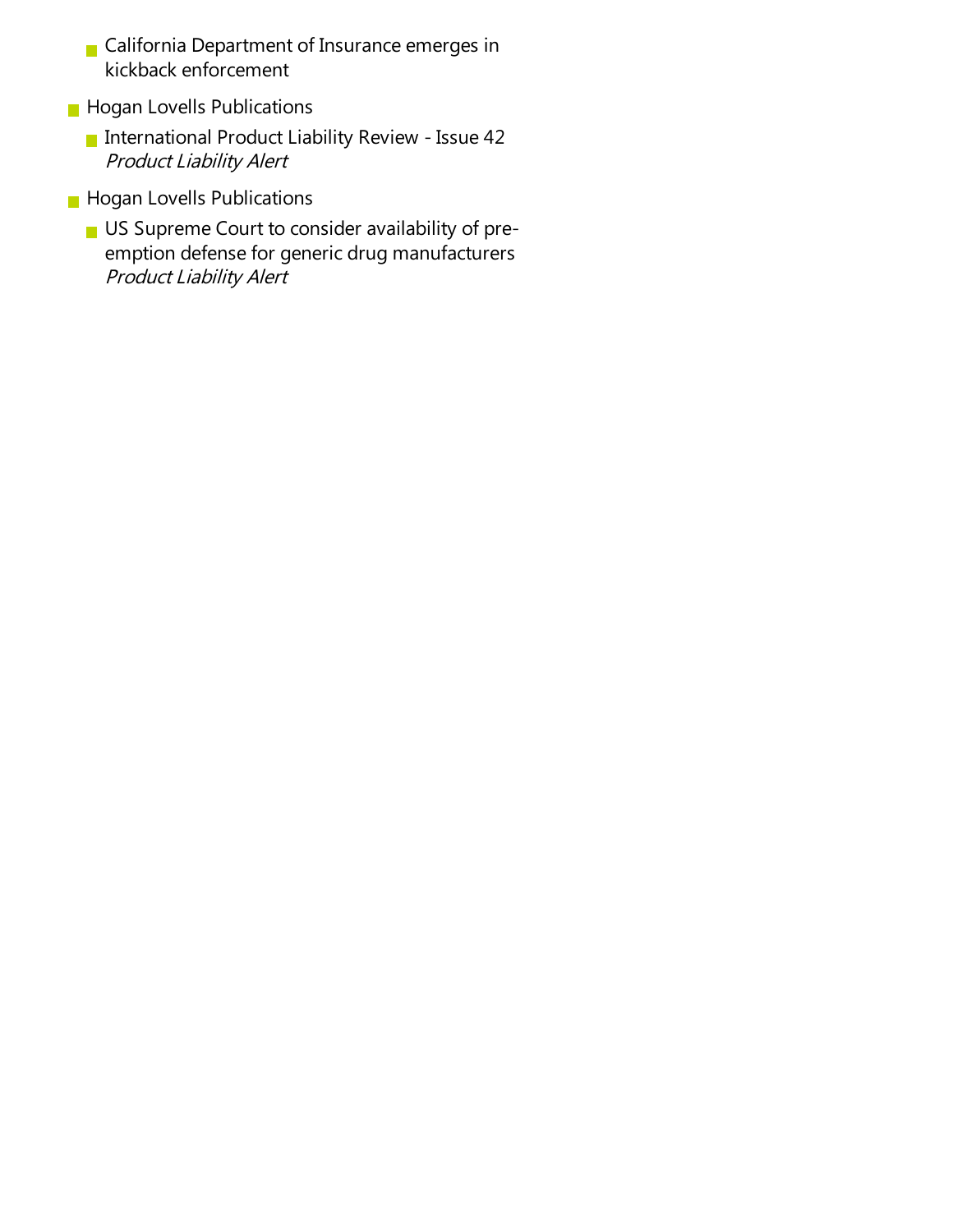- California Department of Insurance emerges in kickback enforcement

- Hogan Lovells Publications
  - International Product Liability Review - Issue 42
    *Product Liability Alert*

- Hogan Lovells Publications
  - US Supreme Court to consider availability of pre-emption defense for generic drug manufacturers
    *Product Liability Alert*